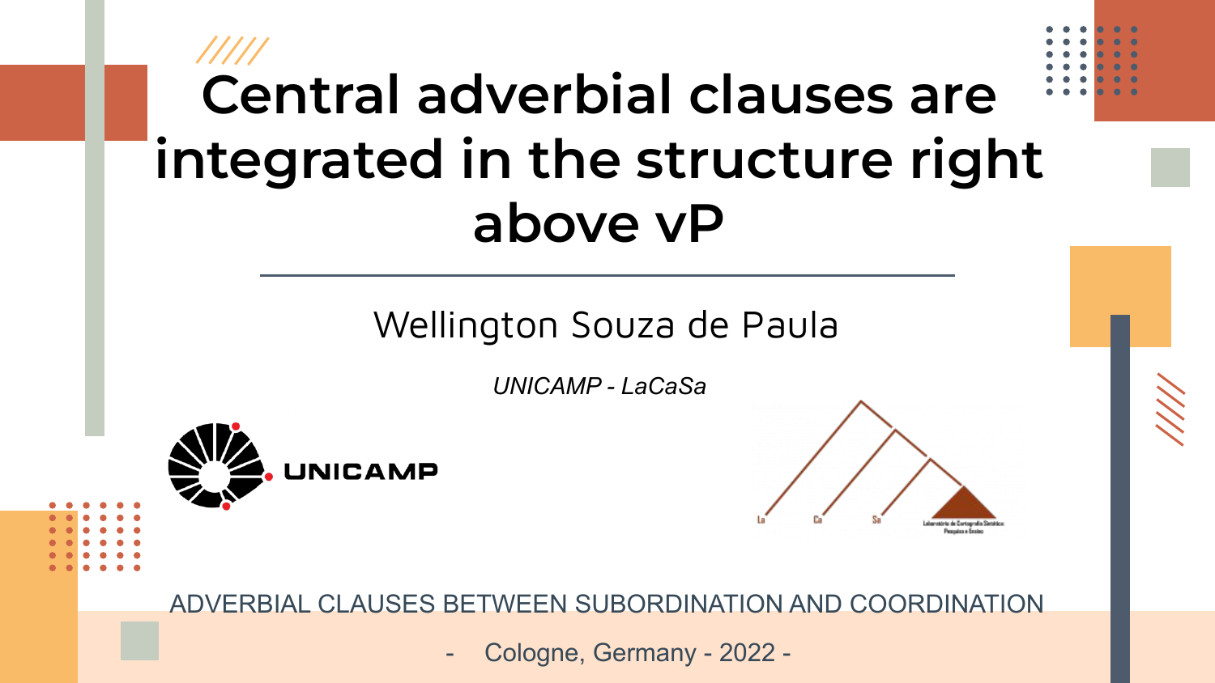# Central adverbial clauses are integrated in the structure right above vP

Wellington Souza de Paula

*UNICAMP - LaCaSa*

UNICAMP

ADVERBIAL CLAUSES BETWEEN SUBORDINATION AND COORDINATION

- Cologne, Germany - 2022 -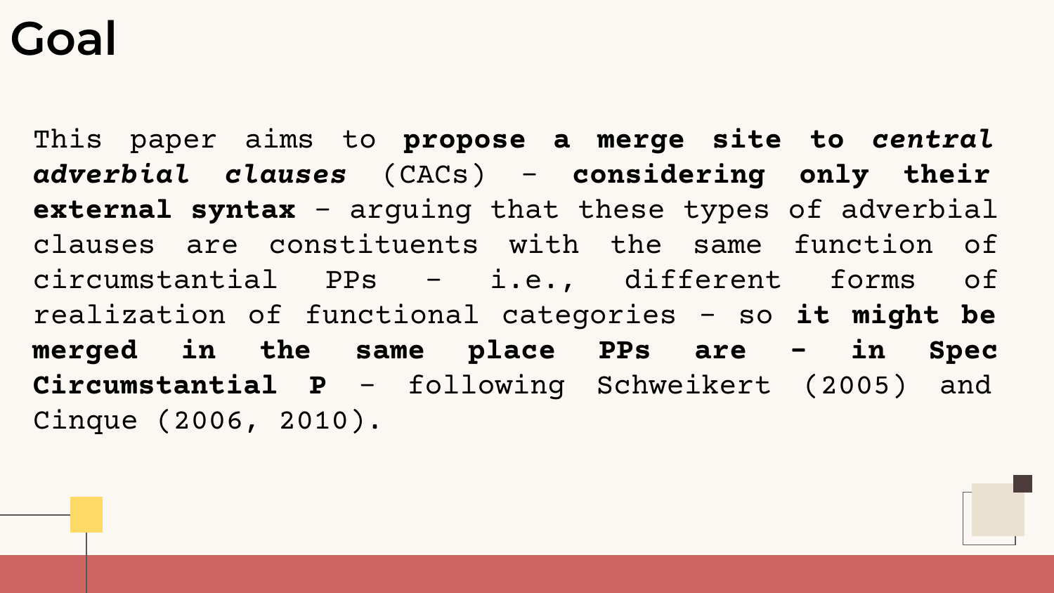# Goal

This paper aims to **propose a merge site to *central adverbial clauses*** (CACs) - **considering only their external syntax** - arguing that these types of adverbial clauses are constituents with the same function of circumstantial PPs - i.e., different forms of realization of functional categories - so **it might be merged in the same place PPs are - in Spec Circumstantial P** - following Schweikert (2005) and Cinque (2006, 2010).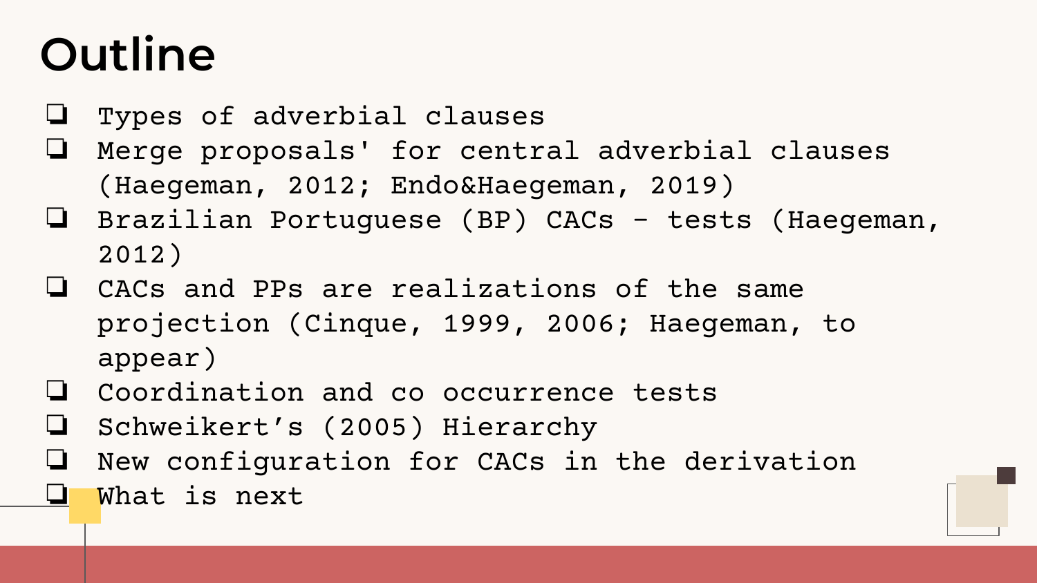# Outline

- Types of adverbial clauses
- Merge proposals' for central adverbial clauses (Haegeman, 2012; Endo&Haegeman, 2019)
- Brazilian Portuguese (BP) CACs - tests (Haegeman, 2012)
- CACs and PPs are realizations of the same projection (Cinque, 1999, 2006; Haegeman, to appear)
- Coordination and co occurrence tests
- Schweikert's (2005) Hierarchy
- New configuration for CACs in the derivation
- What is next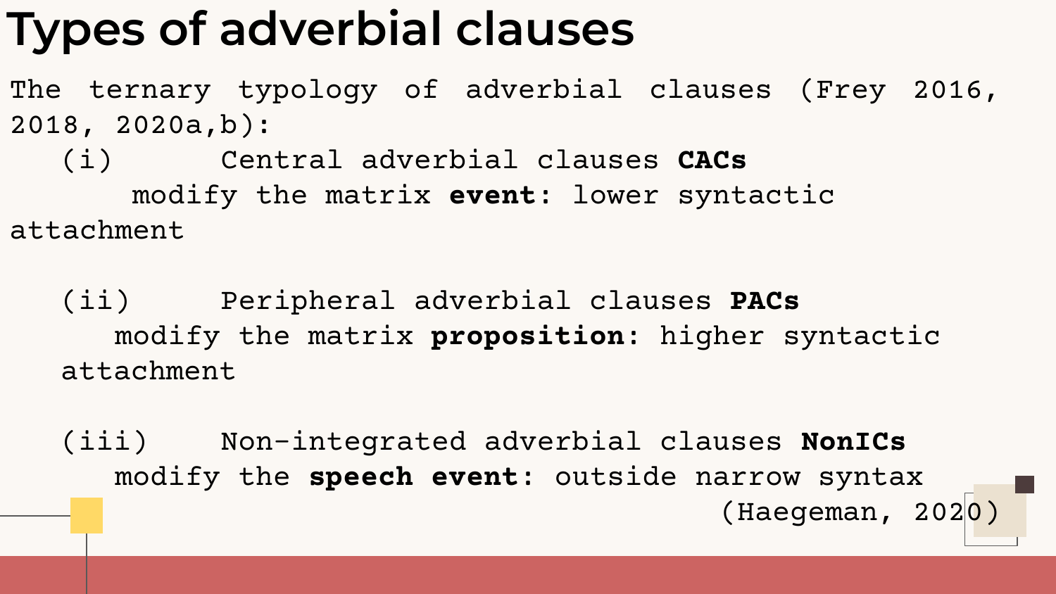# Types of adverbial clauses

The ternary typology of adverbial clauses (Frey 2016, 2018, 2020a,b):

(i) Central adverbial clauses **CACs**
modify the matrix **event**: lower syntactic attachment

(ii) Peripheral adverbial clauses **PACs**
modify the matrix **proposition**: higher syntactic attachment

(iii) Non-integrated adverbial clauses **NonICs**
modify the **speech event**: outside narrow syntax

(Haegeman, 2020)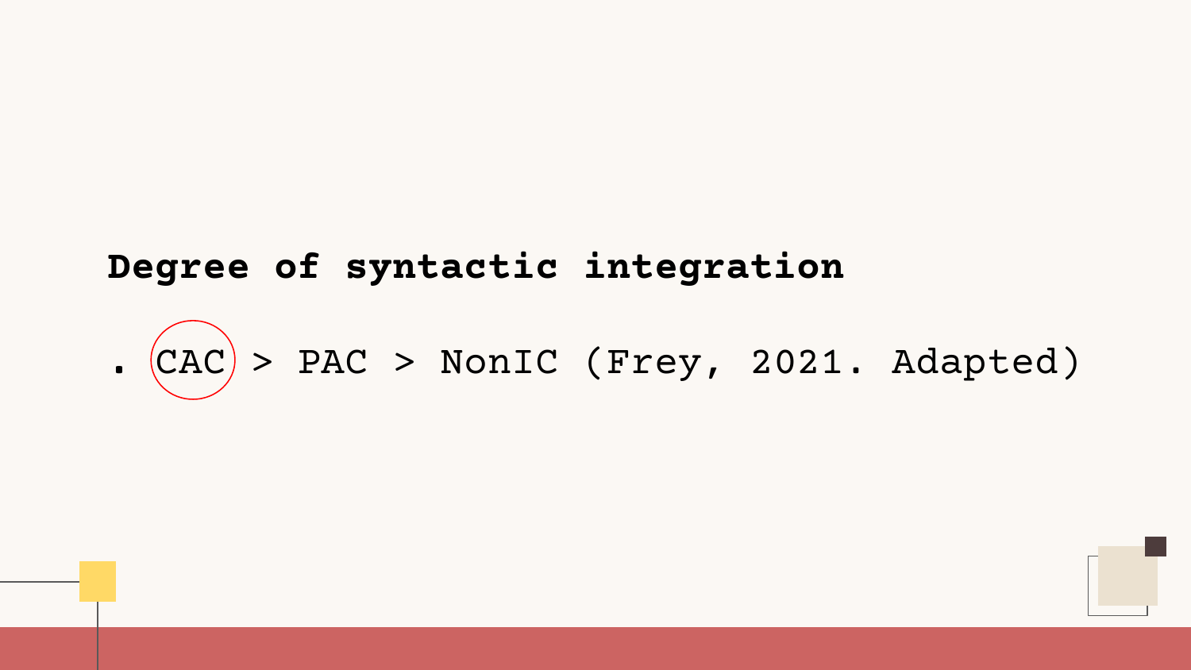**Degree of syntactic integration**

- CAC > PAC > NonIC (Frey, 2021. Adapted)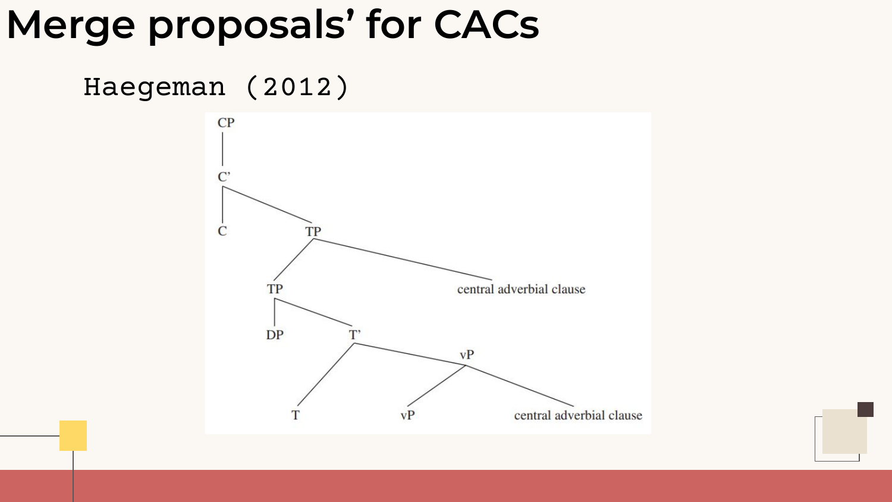# Merge proposals' for CACs

Haegeman (2012)

```
CP
 |
 C'
 ├── C
 └── TP
     ├── TP
     │   ├── DP
     │   └── T'
     │       ├── T
     │       └── vP
     │           ├── vP
     │           └── central adverbial clause
     └── central adverbial clause
```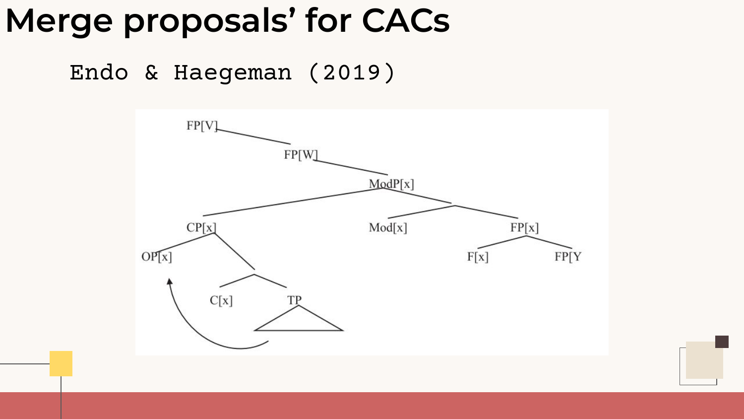# Merge proposals' for CACs

Endo & Haegeman (2019)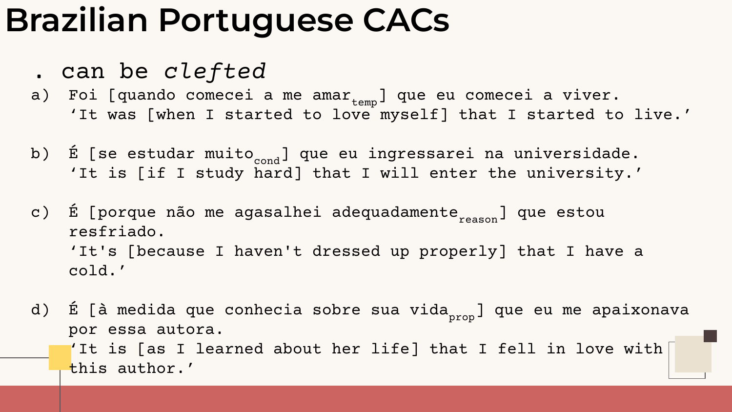# Brazilian Portuguese CACs

. can be *clefted*

a) Foi [quando comecei a me amar$_{temp}$] que eu comecei a viver.
'It was [when I started to love myself] that I started to live.'

b) É [se estudar muito$_{cond}$] que eu ingressarei na universidade.
'It is [if I study hard] that I will enter the university.'

c) É [porque não me agasalhei adequadamente$_{reason}$] que estou resfriado.
'It's [because I haven't dressed up properly] that I have a cold.'

d) É [à medida que conhecia sobre sua vida$_{prop}$] que eu me apaixonava por essa autora.
'It is [as I learned about her life] that I fell in love with this author.'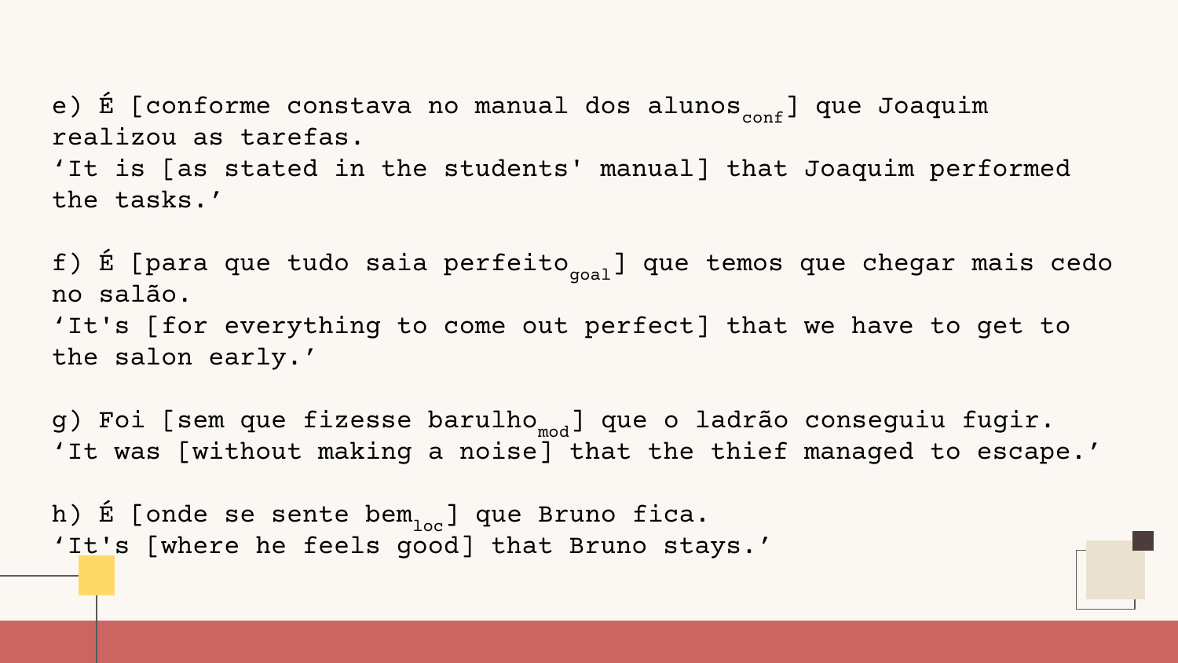e) É [conforme constava no manual dos alunos$_{conf}$] que Joaquim realizou as tarefas.
'It is [as stated in the students' manual] that Joaquim performed the tasks.'

f) É [para que tudo saia perfeito$_{goal}$] que temos que chegar mais cedo no salão.
'It's [for everything to come out perfect] that we have to get to the salon early.'

g) Foi [sem que fizesse barulho$_{mod}$] que o ladrão conseguiu fugir.
'It was [without making a noise] that the thief managed to escape.'

h) É [onde se sente bem$_{loc}$] que Bruno fica.
'It's [where he feels good] that Bruno stays.'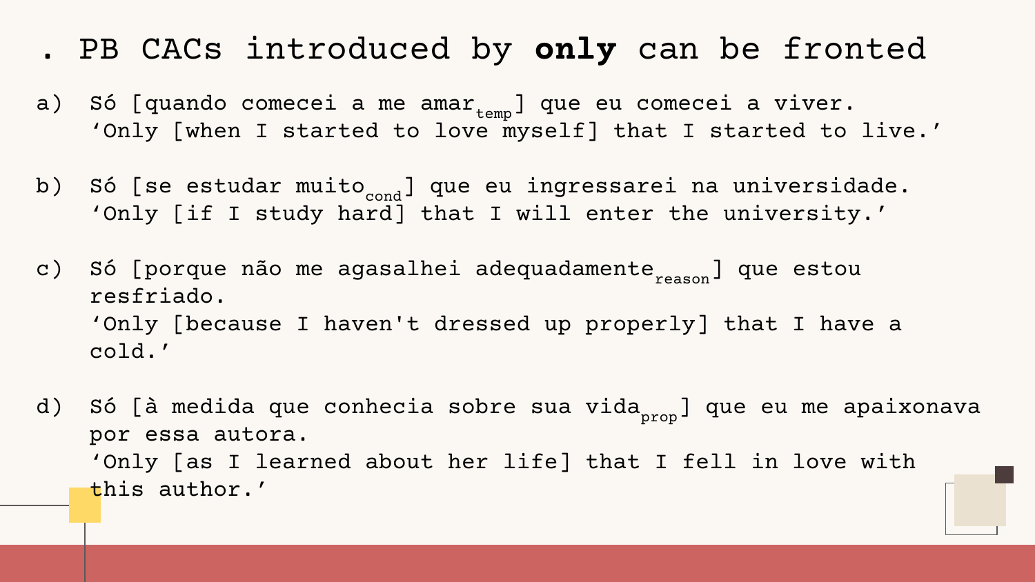# . PB CACs introduced by **only** can be fronted

a) Só [quando comecei a me amar$_{temp}$] que eu comecei a viver.
   'Only [when I started to love myself] that I started to live.'

b) Só [se estudar muito$_{cond}$] que eu ingressarei na universidade.
   'Only [if I study hard] that I will enter the university.'

c) Só [porque não me agasalhei adequadamente$_{reason}$] que estou resfriado.
   'Only [because I haven't dressed up properly] that I have a cold.'

d) Só [à medida que conhecia sobre sua vida$_{prop}$] que eu me apaixonava por essa autora.
   'Only [as I learned about her life] that I fell in love with this author.'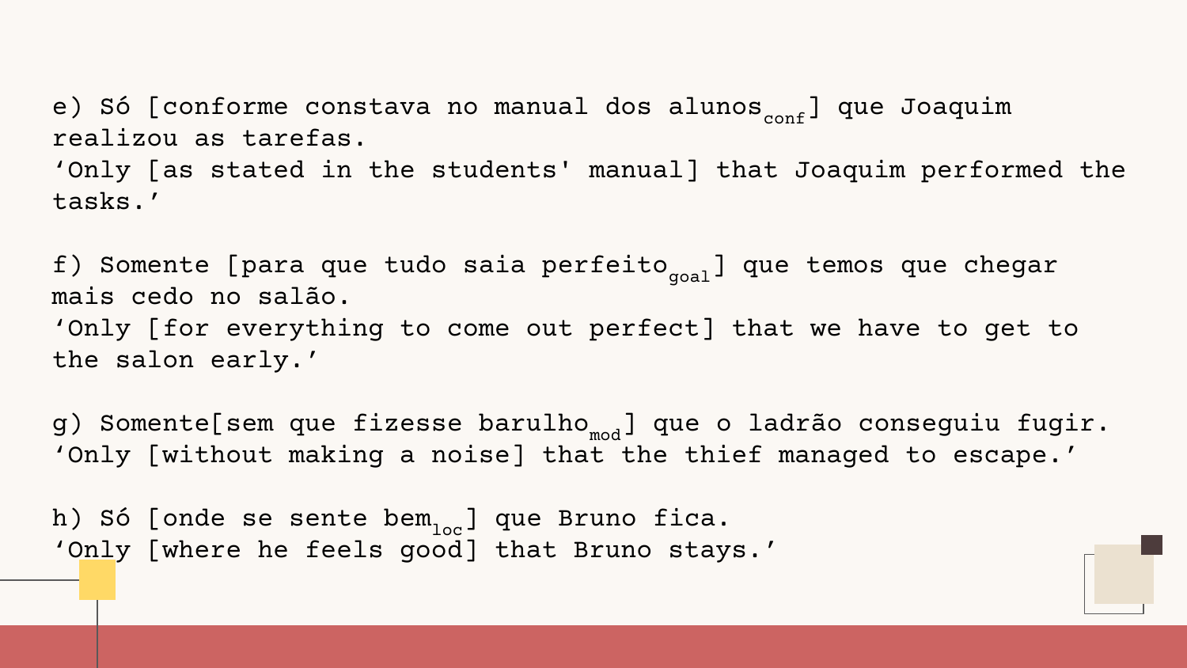e) Só [conforme constava no manual dos alunos$_{conf}$] que Joaquim realizou as tarefas.
'Only [as stated in the students' manual] that Joaquim performed the tasks.'

f) Somente [para que tudo saia perfeito$_{goal}$] que temos que chegar mais cedo no salão.
'Only [for everything to come out perfect] that we have to get to the salon early.'

g) Somente[sem que fizesse barulho$_{mod}$] que o ladrão conseguiu fugir.
'Only [without making a noise] that the thief managed to escape.'

h) Só [onde se sente bem$_{loc}$] que Bruno fica.
'Only [where he feels good] that Bruno stays.'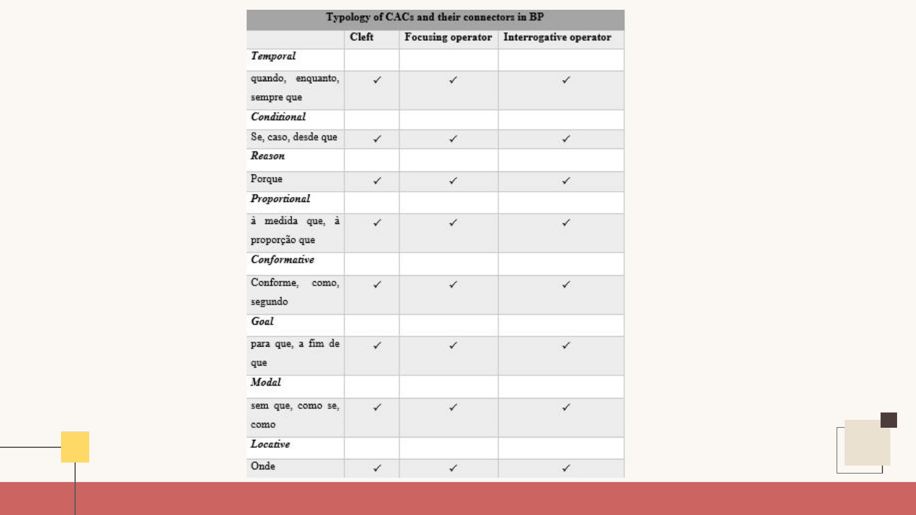| Typology of CACs and their connectors in BP | | | |
|---|---|---|---|
| | Cleft | Focusing operator | Interrogative operator |
| ***Temporal*** | | | |
| quando, enquanto, sempre que | ✓ | ✓ | ✓ |
| ***Conditional*** | | | |
| Se, caso, desde que | ✓ | ✓ | ✓ |
| ***Reason*** | | | |
| Porque | ✓ | ✓ | ✓ |
| ***Proportional*** | | | |
| à medida que, à proporção que | ✓ | ✓ | ✓ |
| ***Conformative*** | | | |
| Conforme, como, segundo | ✓ | ✓ | ✓ |
| ***Goal*** | | | |
| para que, a fim de que | ✓ | ✓ | ✓ |
| ***Modal*** | | | |
| sem que, como se, como | ✓ | ✓ | ✓ |
| ***Locative*** | | | |
| Onde | ✓ | ✓ | ✓ |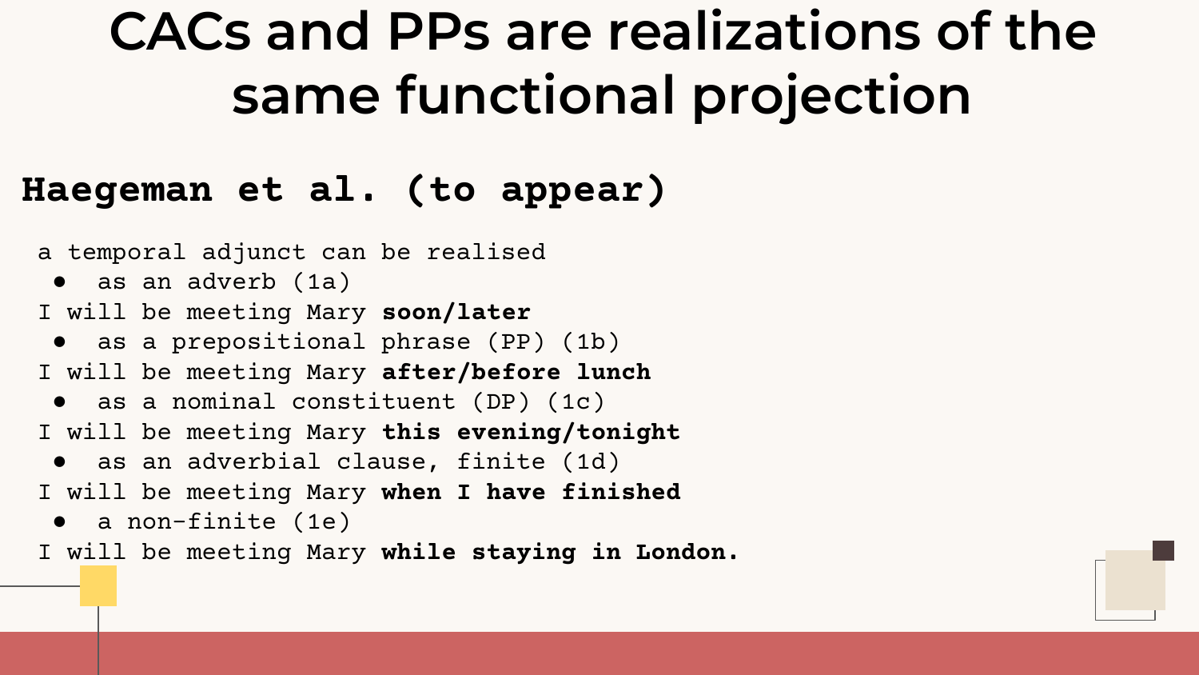# CACs and PPs are realizations of the same functional projection

## Haegeman et al. (to appear)

a temporal adjunct can be realised

- as an adverb (1a)

I will be meeting Mary **soon/later**

- as a prepositional phrase (PP) (1b)

I will be meeting Mary **after/before lunch**

- as a nominal constituent (DP) (1c)

I will be meeting Mary **this evening/tonight**

- as an adverbial clause, finite (1d)

I will be meeting Mary **when I have finished**

- a non-finite (1e)

I will be meeting Mary **while staying in London.**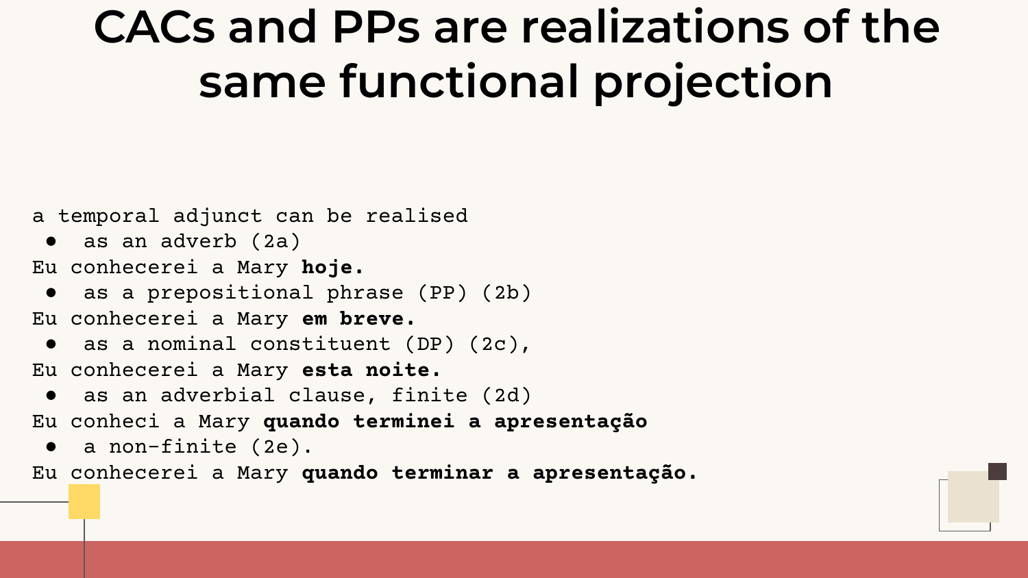# CACs and PPs are realizations of the same functional projection

a temporal adjunct can be realised

- as an adverb (2a)

Eu conhecerei a Mary **hoje.**

- as a prepositional phrase (PP) (2b)

Eu conhecerei a Mary **em breve.**

- as a nominal constituent (DP) (2c),

Eu conhecerei a Mary **esta noite.**

- as an adverbial clause, finite (2d)

Eu conheci a Mary **quando terminei a apresentação**

- a non-finite (2e).

Eu conhecerei a Mary **quando terminar a apresentação.**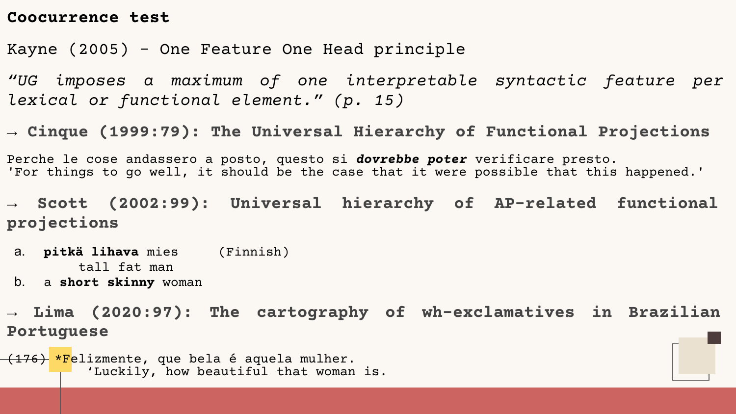## Coocurrence test

### Kayne (2005) - One Feature One Head principle

*“UG imposes a maximum of one interpretable syntactic feature per lexical or functional element.”* (p. 15)

→ **Cinque (1999:79): The Universal Hierarchy of Functional Projections**

Perche le cose andassero a posto, questo si ***dovrebbe poter*** verificare presto.
'For things to go well, it should be the case that it were possible that this happened.'

→ **Scott (2002:99): Universal hierarchy of AP-related functional projections**

a. **pitkä lihava** mies (Finnish)
   tall fat man

b. a **short skinny** woman

→ **Lima (2020:97): The cartography of wh-exclamatives in Brazilian Portuguese**

(176) *Felizmente, que bela é aquela mulher.
   ‘Luckily, how beautiful that woman is.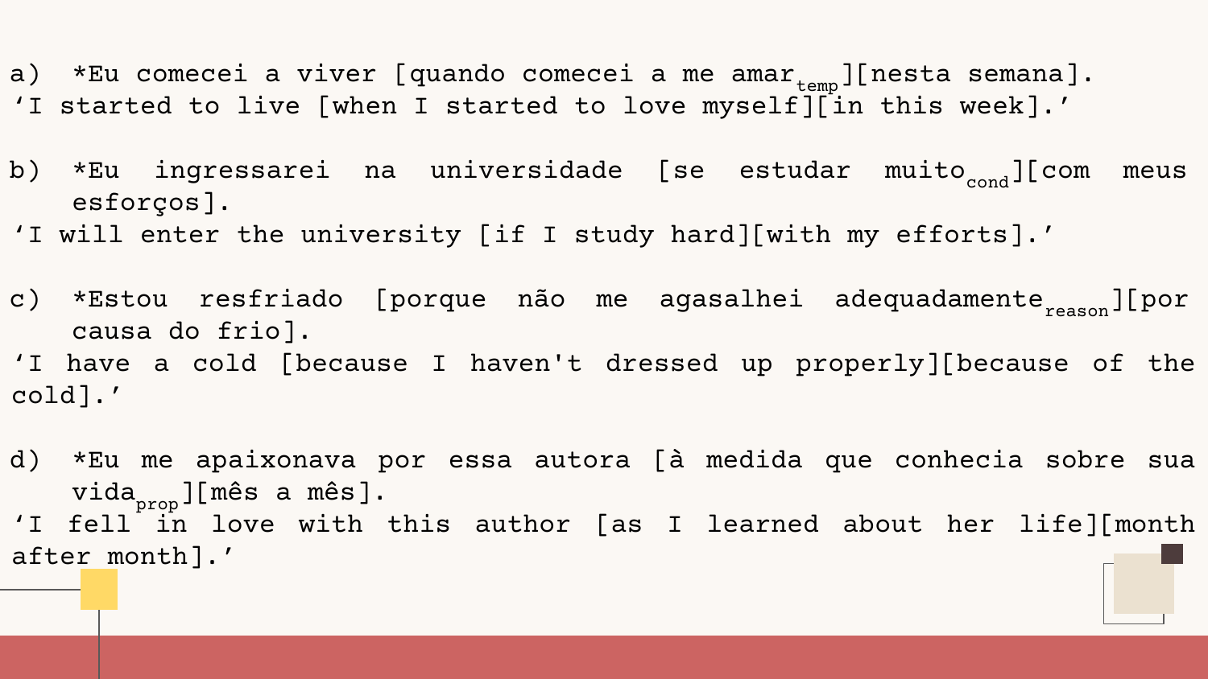a) *Eu comecei a viver [quando comecei a me amar$_{temp}$][nesta semana].
'I started to live [when I started to love myself][in this week].'

b) *Eu ingressarei na universidade [se estudar muito$_{cond}$][com meus esforços].
'I will enter the university [if I study hard][with my efforts].'

c) *Estou resfriado [porque não me agasalhei adequadamente$_{reason}$][por causa do frio].
'I have a cold [because I haven't dressed up properly][because of the cold].'

d) *Eu me apaixonava por essa autora [à medida que conhecia sobre sua vida$_{prop}$][mês a mês].
'I fell in love with this author [as I learned about her life][month after month].'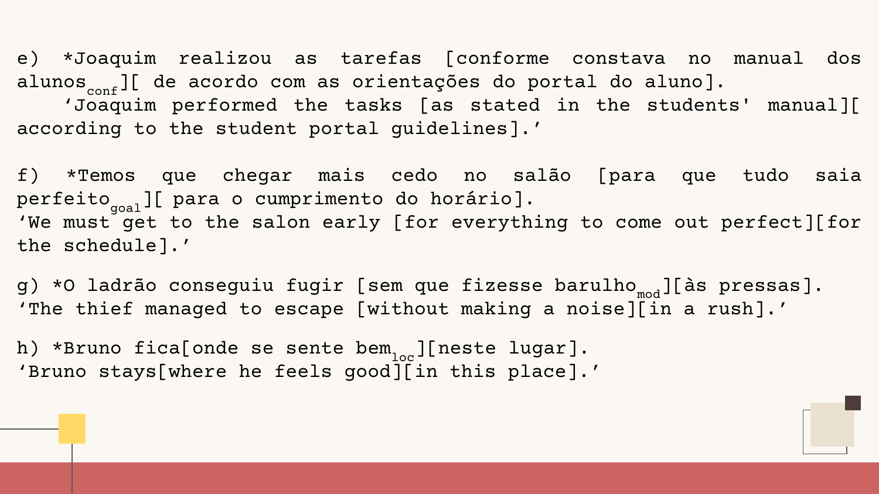e) *Joaquim realizou as tarefas [conforme constava no manual dos alunos$_{conf}$][ de acordo com as orientações do portal do aluno].
'Joaquim performed the tasks [as stated in the students' manual][ according to the student portal guidelines].'

f) *Temos que chegar mais cedo no salão [para que tudo saia perfeito$_{goal}$][ para o cumprimento do horário].
'We must get to the salon early [for everything to come out perfect][for the schedule].'

g) *O ladrão conseguiu fugir [sem que fizesse barulho$_{mod}$][às pressas].
'The thief managed to escape [without making a noise][in a rush].'

h) *Bruno fica[onde se sente bem$_{loc}$][neste lugar].
'Bruno stays[where he feels good][in this place].'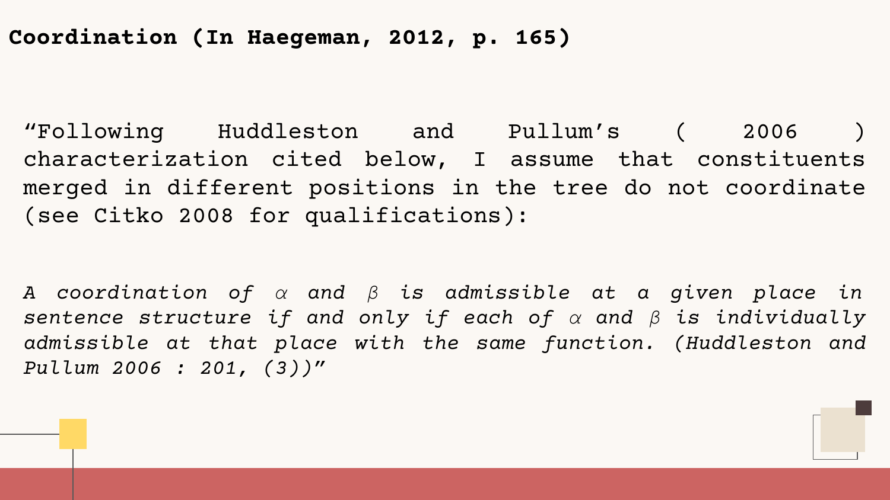# Coordination (In Haegeman, 2012, p. 165)

"Following Huddleston and Pullum's ( 2006 ) characterization cited below, I assume that constituents merged in different positions in the tree do not coordinate (see Citko 2008 for qualifications):

*A coordination of $\alpha$ and $\beta$ is admissible at a given place in sentence structure if and only if each of $\alpha$ and $\beta$ is individually admissible at that place with the same function. (Huddleston and Pullum 2006 : 201, (3))*"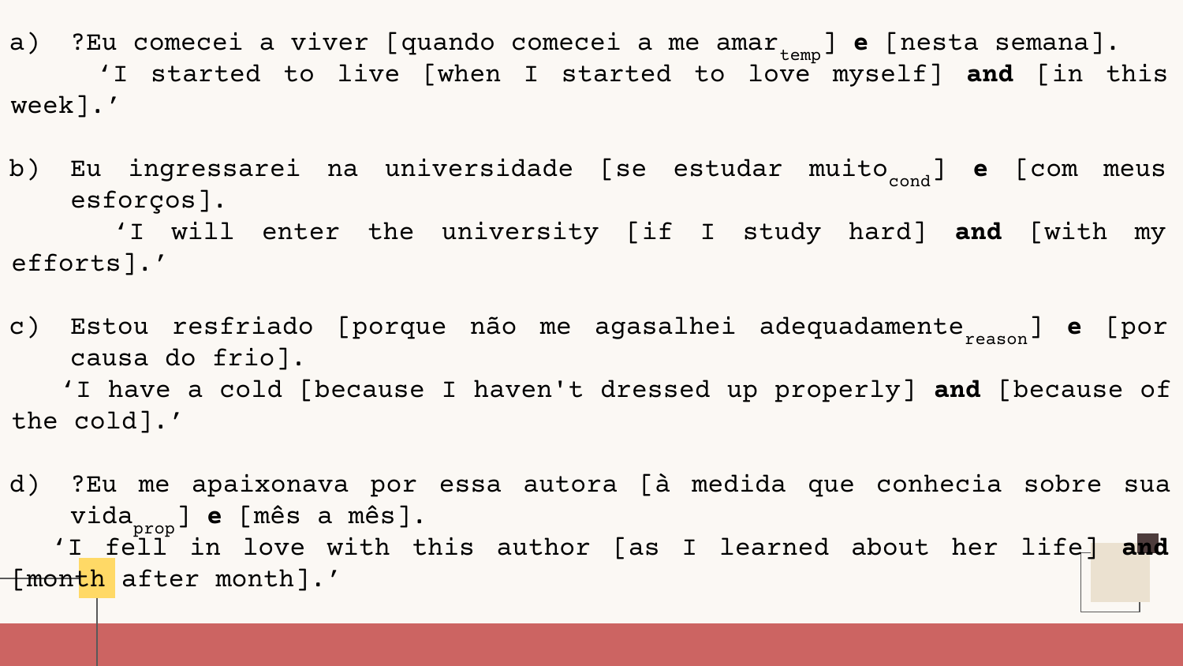a) ?Eu comecei a viver [quando comecei a me amar$_{temp}$] **e** [nesta semana].
   'I started to live [when I started to love myself] **and** [in this week].'

b) Eu ingressarei na universidade [se estudar muito$_{cond}$] **e** [com meus esforços].
   'I will enter the university [if I study hard] **and** [with my efforts].'

c) Estou resfriado [porque não me agasalhei adequadamente$_{reason}$] **e** [por causa do frio].
   'I have a cold [because I haven't dressed up properly] **and** [because of the cold].'

d) ?Eu me apaixonava por essa autora [à medida que conhecia sobre sua vida$_{prop}$] **e** [mês a mês].
   'I fell in love with this author [as I learned about her life] **and** [month after month].'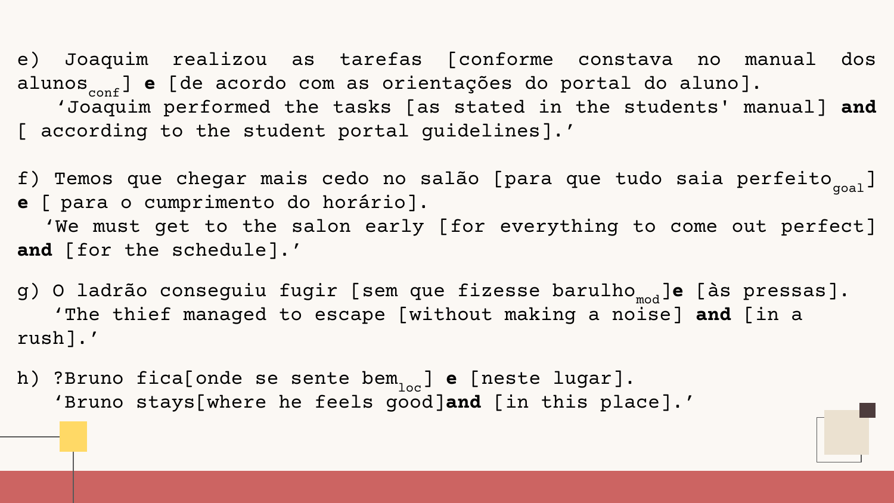e) Joaquim realizou as tarefas [conforme constava no manual dos alunos$_{conf}$] **e** [de acordo com as orientações do portal do aluno].
   'Joaquim performed the tasks [as stated in the students' manual] **and** [ according to the student portal guidelines].'

f) Temos que chegar mais cedo no salão [para que tudo saia perfeito$_{goal}$] **e** [ para o cumprimento do horário].
   'We must get to the salon early [for everything to come out perfect] **and** [for the schedule].'

g) O ladrão conseguiu fugir [sem que fizesse barulho$_{mod}$]**e** [às pressas].
   'The thief managed to escape [without making a noise] **and** [in a rush].'

h) ?Bruno fica[onde se sente bem$_{loc}$] **e** [neste lugar].
   'Bruno stays[where he feels good]**and** [in this place].'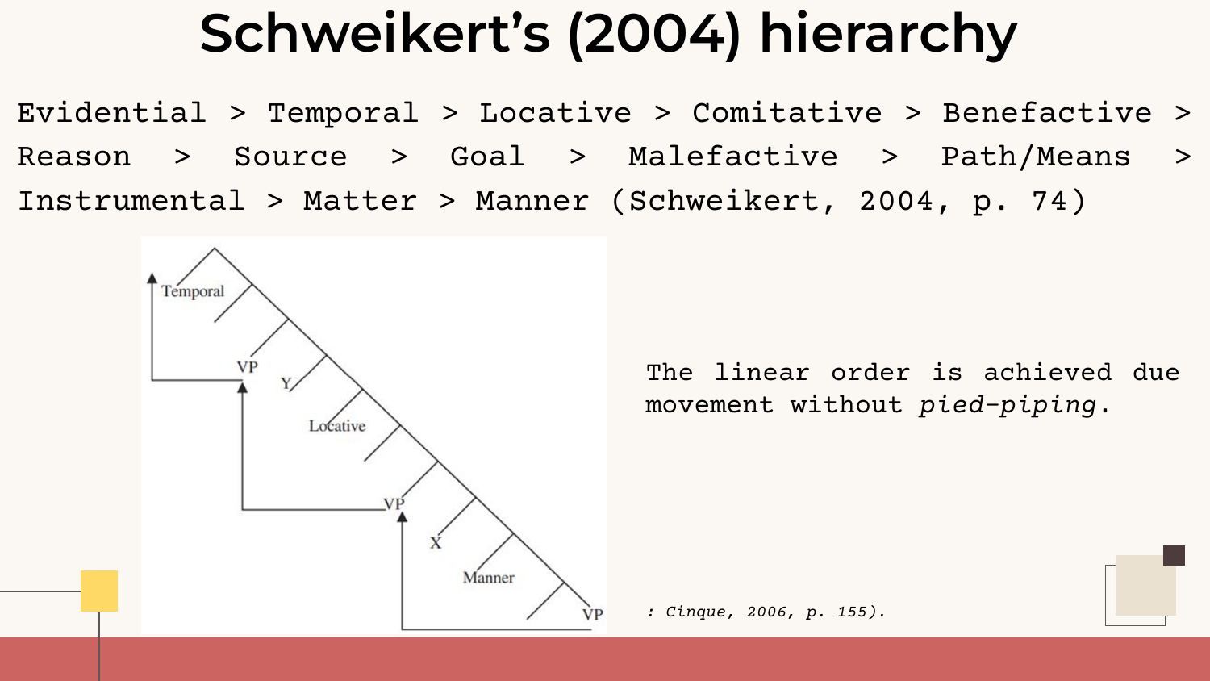# Schweikert's (2004) hierarchy

Evidential > Temporal > Locative > Comitative > Benefactive > Reason > Source > Goal > Malefactive > Path/Means > Instrumental > Matter > Manner (Schweikert, 2004, p. 74)

Temporal

VP

Y

Locative

VP

X

Manner

VP

The linear order is achieved due movement without *pied-piping*.

: Cinque, 2006, p. 155).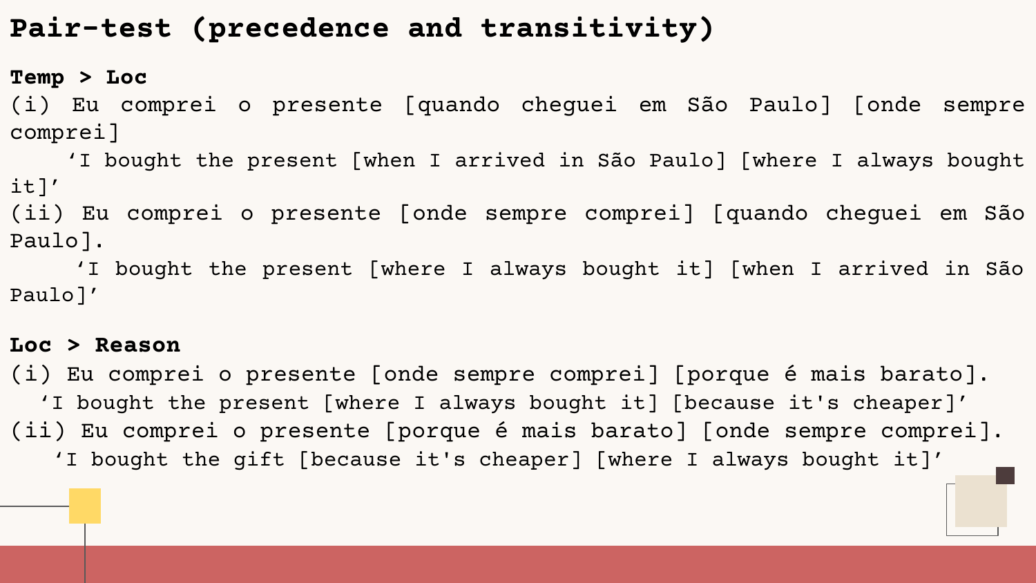# Pair-test (precedence and transitivity)

**Temp > Loc**

(i) Eu comprei o presente [quando cheguei em São Paulo] [onde sempre comprei]

  'I bought the present [when I arrived in São Paulo] [where I always bought it]'

(ii) Eu comprei o presente [onde sempre comprei] [quando cheguei em São Paulo].

  'I bought the present [where I always bought it] [when I arrived in São Paulo]'

**Loc > Reason**

(i) Eu comprei o presente [onde sempre comprei] [porque é mais barato].

  'I bought the present [where I always bought it] [because it's cheaper]'

(ii) Eu comprei o presente [porque é mais barato] [onde sempre comprei].

  'I bought the gift [because it's cheaper] [where I always bought it]'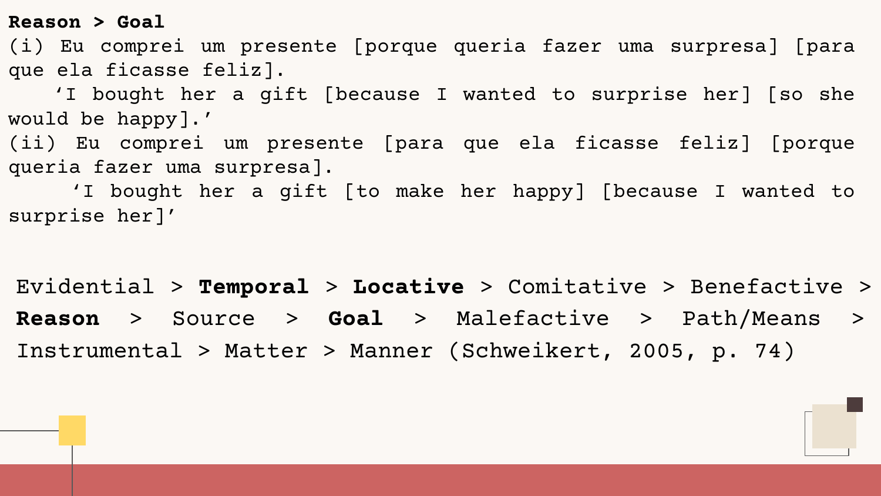**Reason > Goal**

(i) Eu comprei um presente [porque queria fazer uma surpresa] [para que ela ficasse feliz].

'I bought her a gift [because I wanted to surprise her] [so she would be happy].'

(ii) Eu comprei um presente [para que ela ficasse feliz] [porque queria fazer uma surpresa].

'I bought her a gift [to make her happy] [because I wanted to surprise her]'

Evidential > **Temporal** > **Locative** > Comitative > Benefactive > **Reason** > Source > **Goal** > Malefactive > Path/Means > Instrumental > Matter > Manner (Schweikert, 2005, p. 74)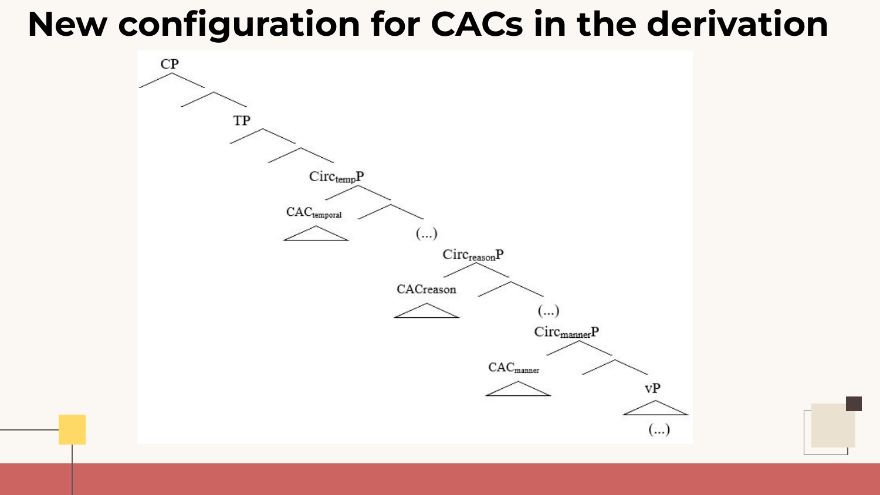# New configuration for CACs in the derivation

CP

TP

$\text{Circ}_{\text{temp}}\text{P}$

$\text{CAC}_{\text{temporal}}$

(...)

$\text{Circ}_{\text{reason}}\text{P}$

CACreason

(...)

$\text{Circ}_{\text{manner}}\text{P}$

$\text{CAC}_{\text{manner}}$

vP

(...)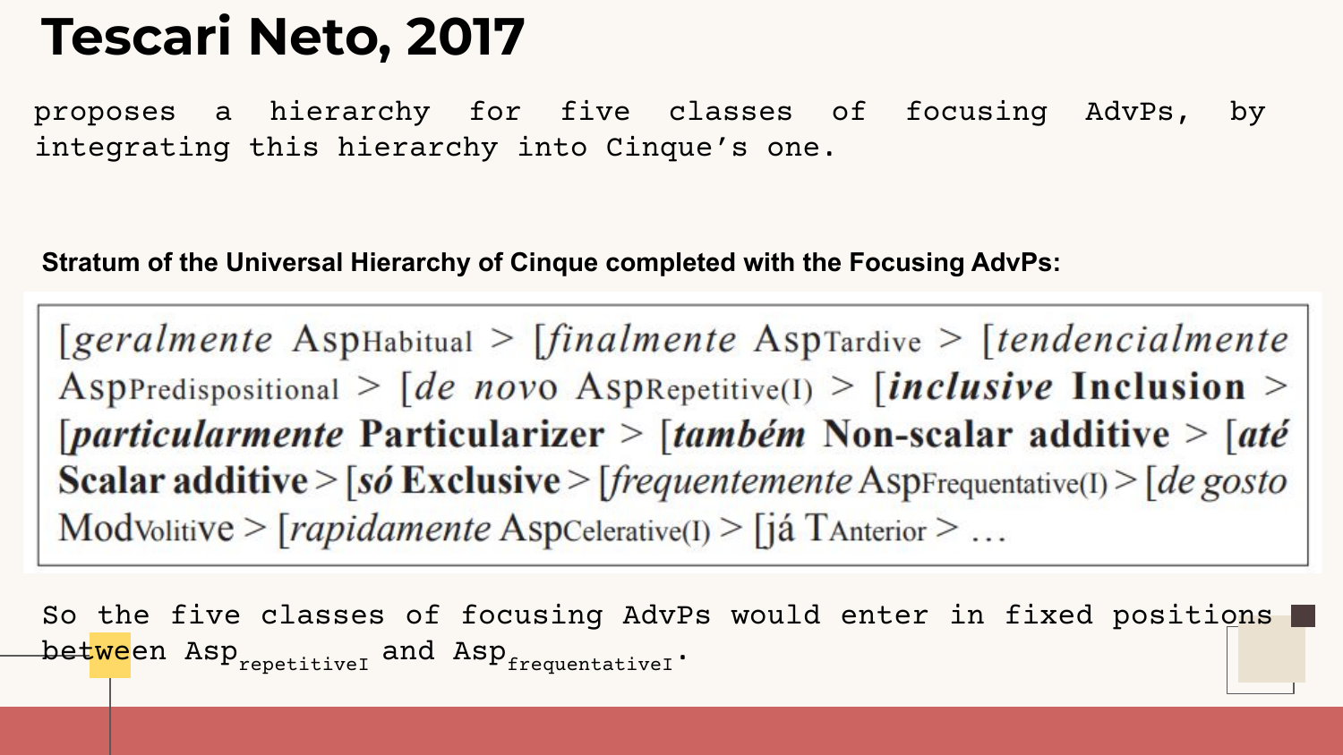# Tescari Neto, 2017

proposes a hierarchy for five classes of focusing AdvPs, by integrating this hierarchy into Cinque's one.

**Stratum of the Universal Hierarchy of Cinque completed with the Focusing AdvPs:**

[*geralmente* Asp$_{Habitual}$ > [*finalmente* Asp$_{Tardive}$ > [*tendencialmente* Asp$_{Predispositional}$ > [*de novo* Asp$_{Repetitive(I)}$ > [***inclusive*** **Inclusion** > [***particularmente*** **Particularizer** > [***também*** **Non-scalar additive** > [***até*** **Scalar additive** > [***só*** **Exclusive** > [*frequentemente* Asp$_{Frequentative(I)}$ > [*de gosto* Mod$_{Volitive}$ > [*rapidamente* Asp$_{Celerative(I)}$ > [já T$_{Anterior}$ > …

So the five classes of focusing AdvPs would enter in fixed positions between Asp$_{repetitiveI}$ and Asp$_{frequentativeI}$.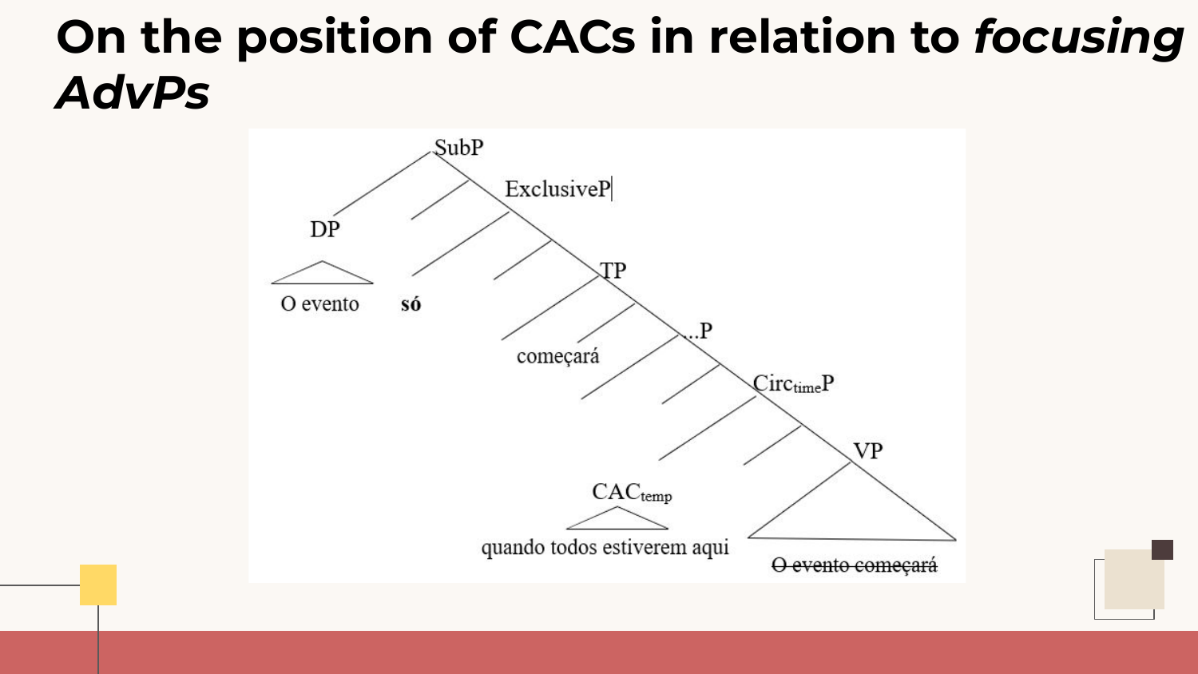# On the position of CACs in relation to *focusing AdvPs*

SubP

DP

O evento

ExclusiveP

**só**

TP

começará

...P

$Circ_{time}P$

$CAC_{temp}$

quando todos estiverem aqui

VP

~~O evento começará~~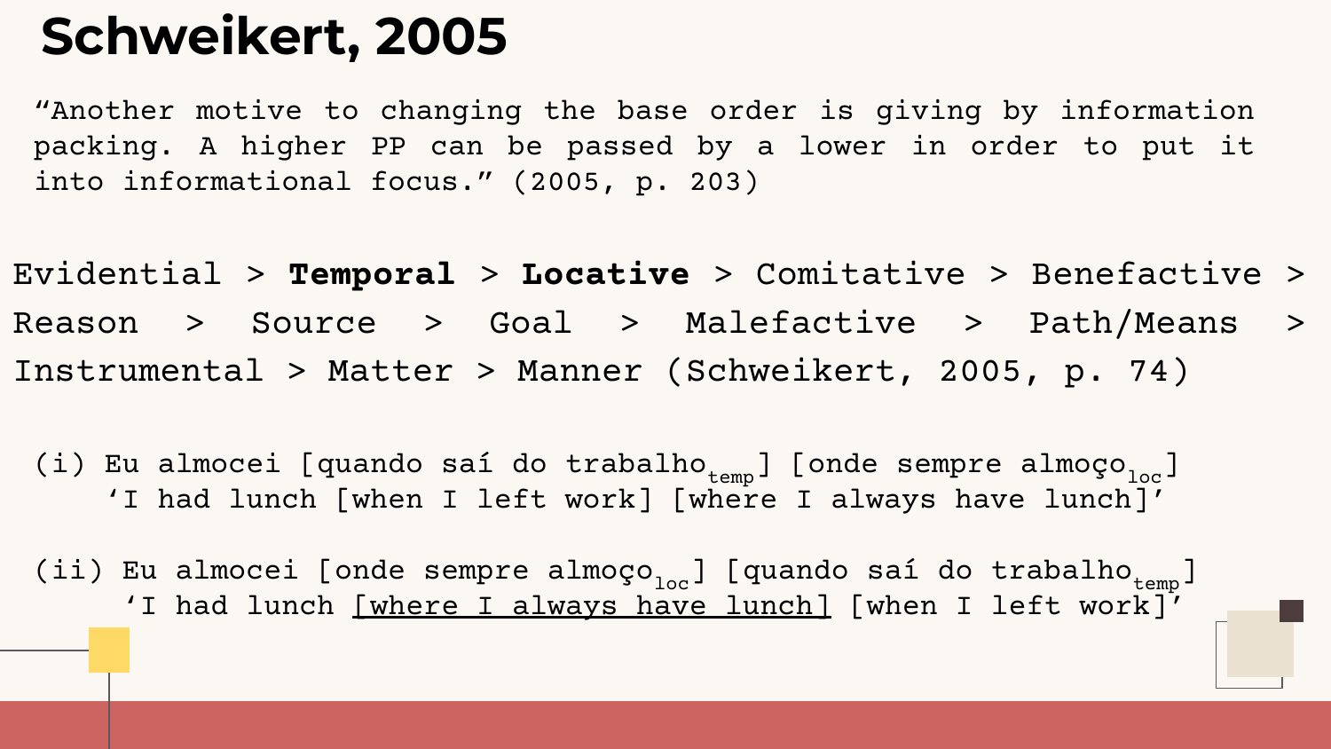# Schweikert, 2005

"Another motive to changing the base order is giving by information packing. A higher PP can be passed by a lower in order to put it into informational focus." (2005, p. 203)

Evidential > **Temporal** > **Locative** > Comitative > Benefactive > Reason > Source > Goal > Malefactive > Path/Means > Instrumental > Matter > Manner (Schweikert, 2005, p. 74)

(i) Eu almocei [quando saí do trabalho$_{temp}$] [onde sempre almoço$_{loc}$]
'I had lunch [when I left work] [where I always have lunch]'

(ii) Eu almocei [onde sempre almoço$_{loc}$] [quando saí do trabalho$_{temp}$]
'I had lunch <u>[where I always have lunch]</u> [when I left work]'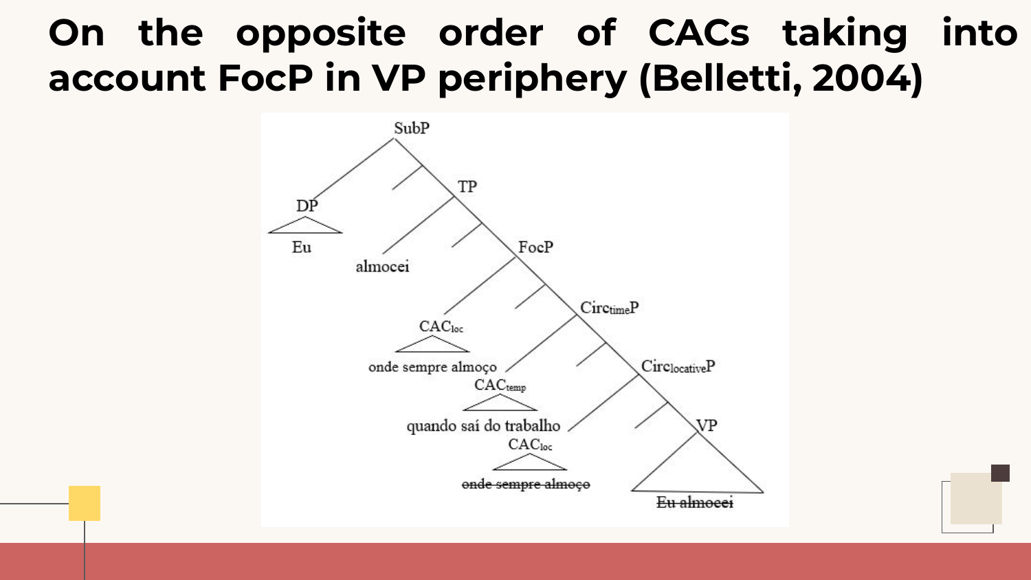# On the opposite order of CACs taking into account FocP in VP periphery (Belletti, 2004)

SubP

DP

Eu

TP

almocei

FocP

$CAC_{loc}$

onde sempre almoço

$Circ_{time}P$

$CAC_{temp}$

quando saí do trabalho

$Circ_{locative}P$

$CAC_{loc}$

~~onde sempre almoço~~

VP

~~Eu almocei~~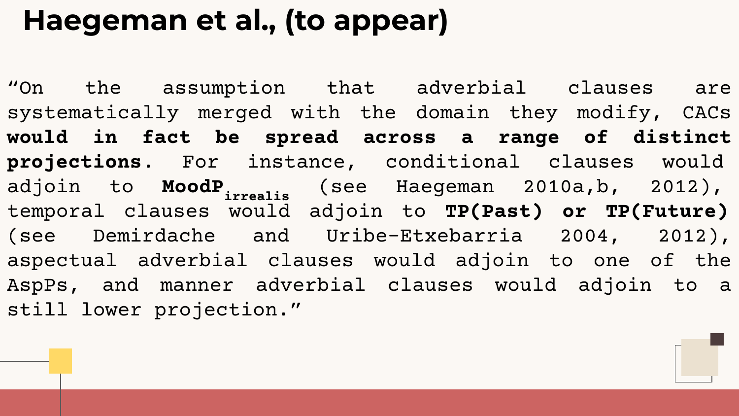# Haegeman et al., (to appear)

“On the assumption that adverbial clauses are systematically merged with the domain they modify, CACs **would in fact be spread across a range of distinct projections**. For instance, conditional clauses would adjoin to **MoodP$_{\textbf{irrealis}}$** (see Haegeman 2010a,b, 2012), temporal clauses would adjoin to **TP(Past) or TP(Future)** (see Demirdache and Uribe-Etxebarria 2004, 2012), aspectual adverbial clauses would adjoin to one of the AspPs, and manner adverbial clauses would adjoin to a still lower projection.”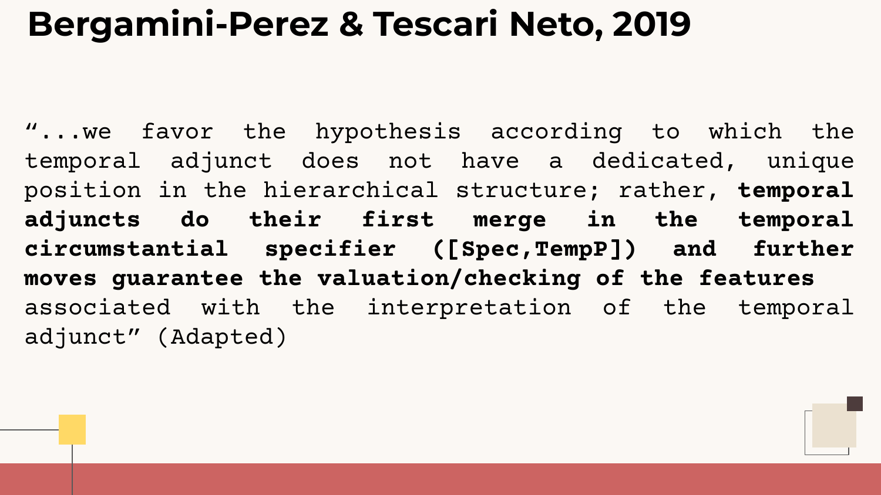# Bergamini-Perez & Tescari Neto, 2019

"...we favor the hypothesis according to which the temporal adjunct does not have a dedicated, unique position in the hierarchical structure; rather, **temporal adjuncts do their first merge in the temporal circumstantial specifier ([Spec,TempP]) and further moves guarantee the valuation/checking of the features** associated with the interpretation of the temporal adjunct" (Adapted)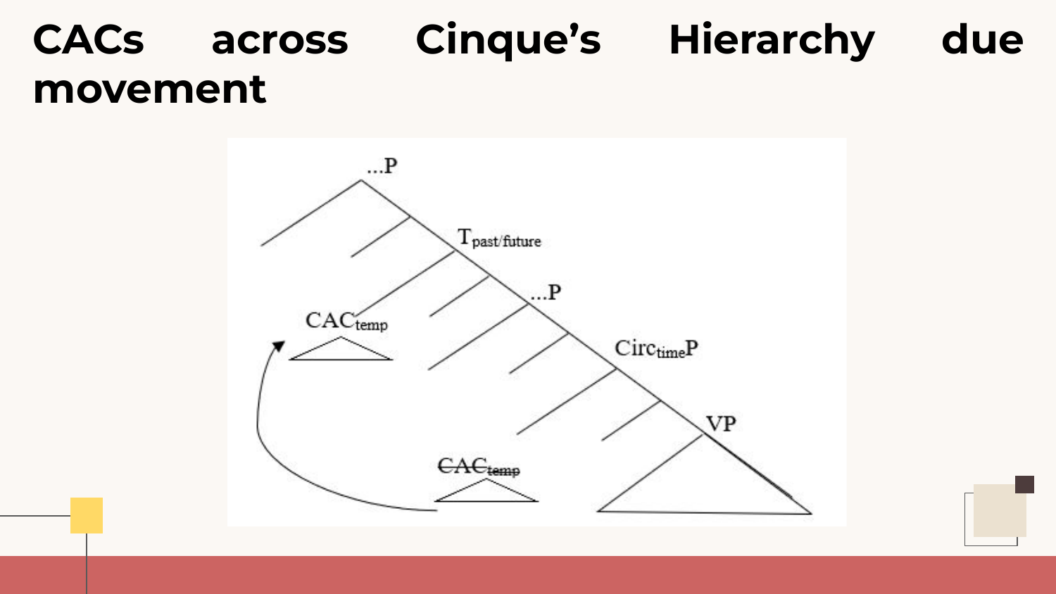# CACs across Cinque's Hierarchy due movement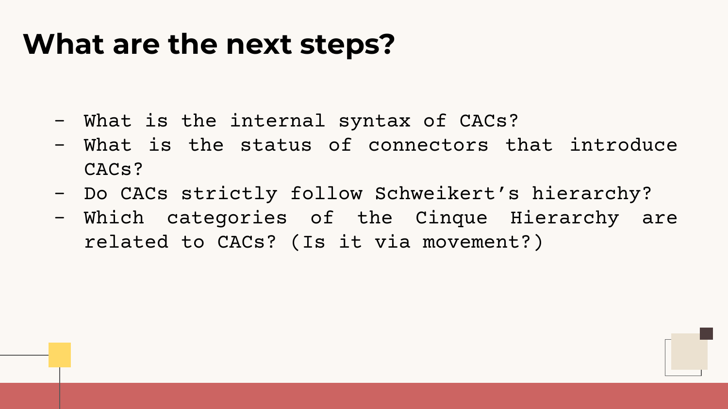# What are the next steps?

- What is the internal syntax of CACs?
- What is the status of connectors that introduce CACs?
- Do CACs strictly follow Schweikert's hierarchy?
- Which categories of the Cinque Hierarchy are related to CACs? (Is it via movement?)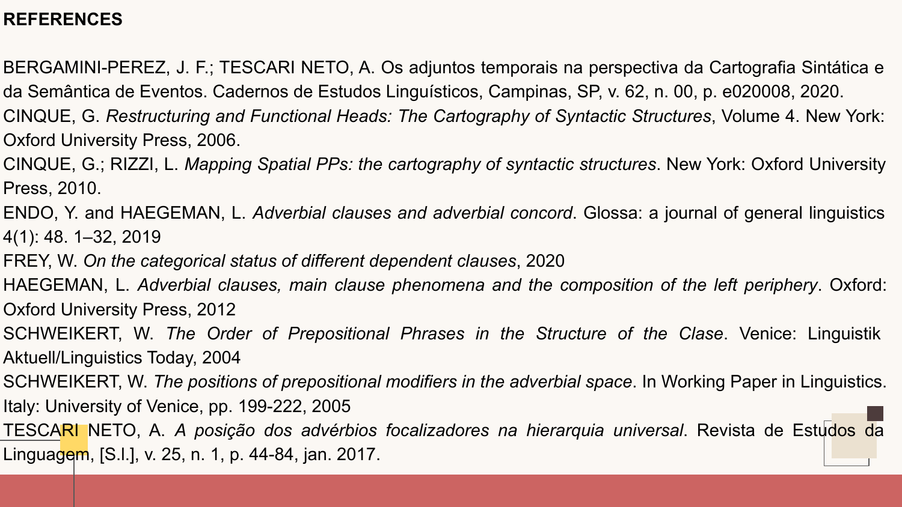## REFERENCES

BERGAMINI-PEREZ, J. F.; TESCARI NETO, A. Os adjuntos temporais na perspectiva da Cartografia Sintática e da Semântica de Eventos. Cadernos de Estudos Linguísticos, Campinas, SP, v. 62, n. 00, p. e020008, 2020.

CINQUE, G. *Restructuring and Functional Heads: The Cartography of Syntactic Structures*, Volume 4. New York: Oxford University Press, 2006.

CINQUE, G.; RIZZI, L. *Mapping Spatial PPs: the cartography of syntactic structures*. New York: Oxford University Press, 2010.

ENDO, Y. and HAEGEMAN, L. *Adverbial clauses and adverbial concord*. Glossa: a journal of general linguistics 4(1): 48. 1–32, 2019

FREY, W. *On the categorical status of different dependent clauses*, 2020

HAEGEMAN, L. *Adverbial clauses, main clause phenomena and the composition of the left periphery*. Oxford: Oxford University Press, 2012

SCHWEIKERT, W. *The Order of Prepositional Phrases in the Structure of the Clase*. Venice: Linguistik Aktuell/Linguistics Today, 2004

SCHWEIKERT, W. *The positions of prepositional modifiers in the adverbial space*. In Working Paper in Linguistics. Italy: University of Venice, pp. 199-222, 2005

TESCARI NETO, A. *A posição dos advérbios focalizadores na hierarquia universal*. Revista de Estudos da Linguagem, [S.l.], v. 25, n. 1, p. 44-84, jan. 2017.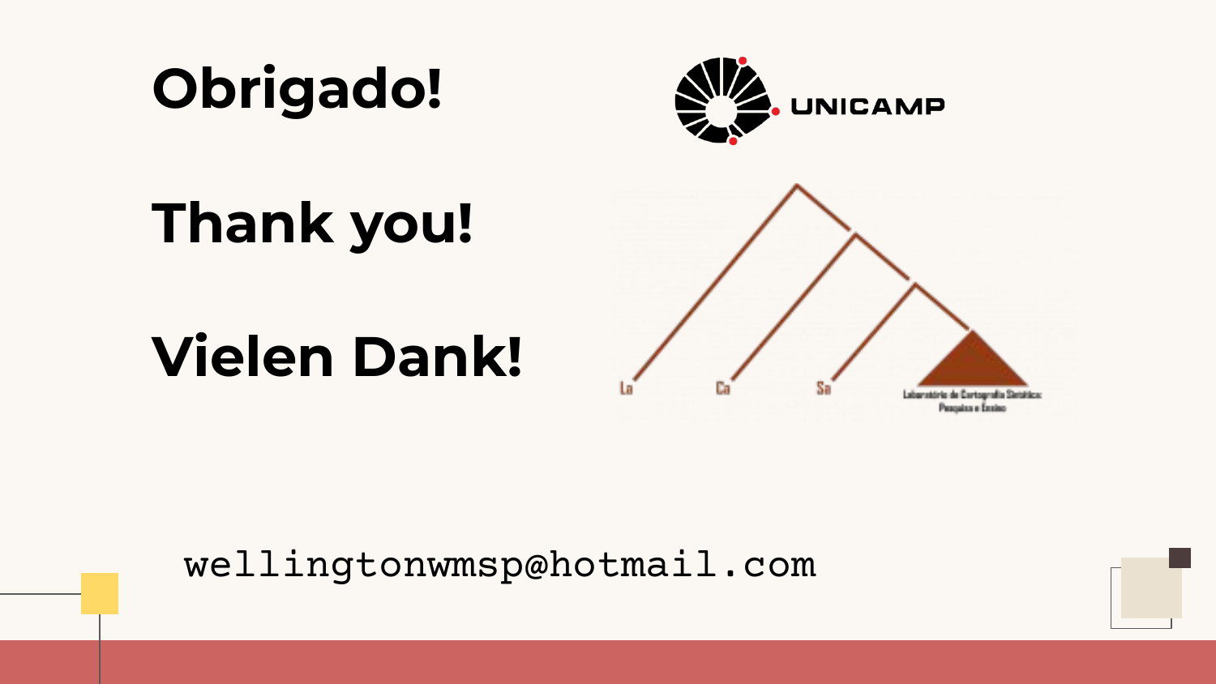# Obrigado!

# Thank you!

# Vielen Dank!

UNICAMP

La

Ca

Sa

Laboratório de Cartografia Sintética: Pesquisa e Ensino

wellingtonwmsp@hotmail.com